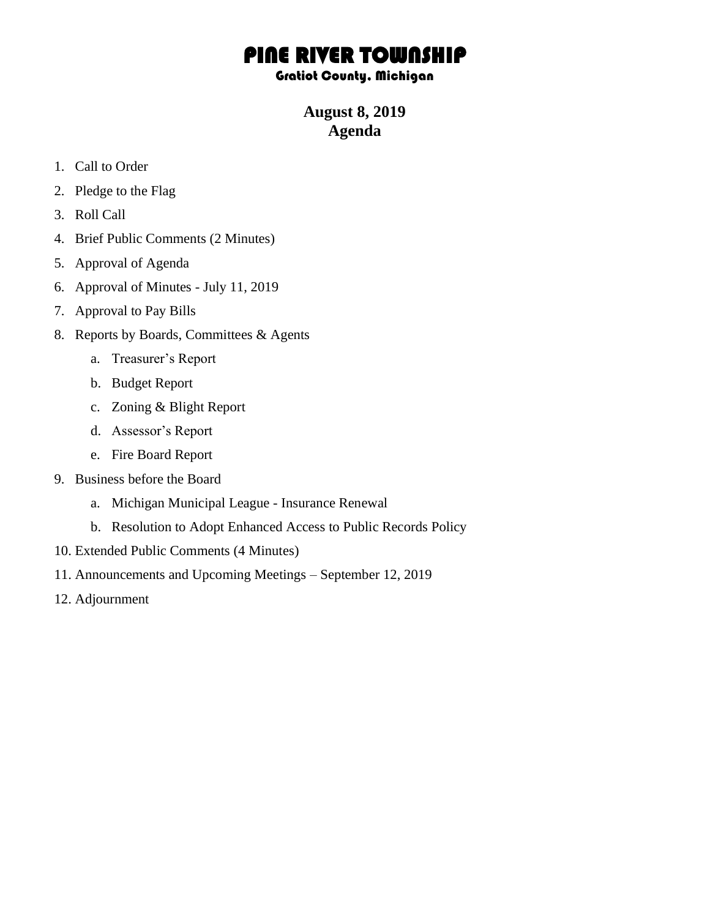# PINE RIVER TOWNSHIP

### Gratiot County, Michigan

## August 8, 2019
## Agenda

1. Call to Order
2. Pledge to the Flag
3. Roll Call
4. Brief Public Comments (2 Minutes)
5. Approval of Agenda
6. Approval of Minutes - July 11, 2019
7. Approval to Pay Bills
8. Reports by Boards, Committees & Agents
   a. Treasurer's Report
   b. Budget Report
   c. Zoning & Blight Report
   d. Assessor's Report
   e. Fire Board Report
9. Business before the Board
   a. Michigan Municipal League - Insurance Renewal
   b. Resolution to Adopt Enhanced Access to Public Records Policy
10. Extended Public Comments (4 Minutes)
11. Announcements and Upcoming Meetings – September 12, 2019
12. Adjournment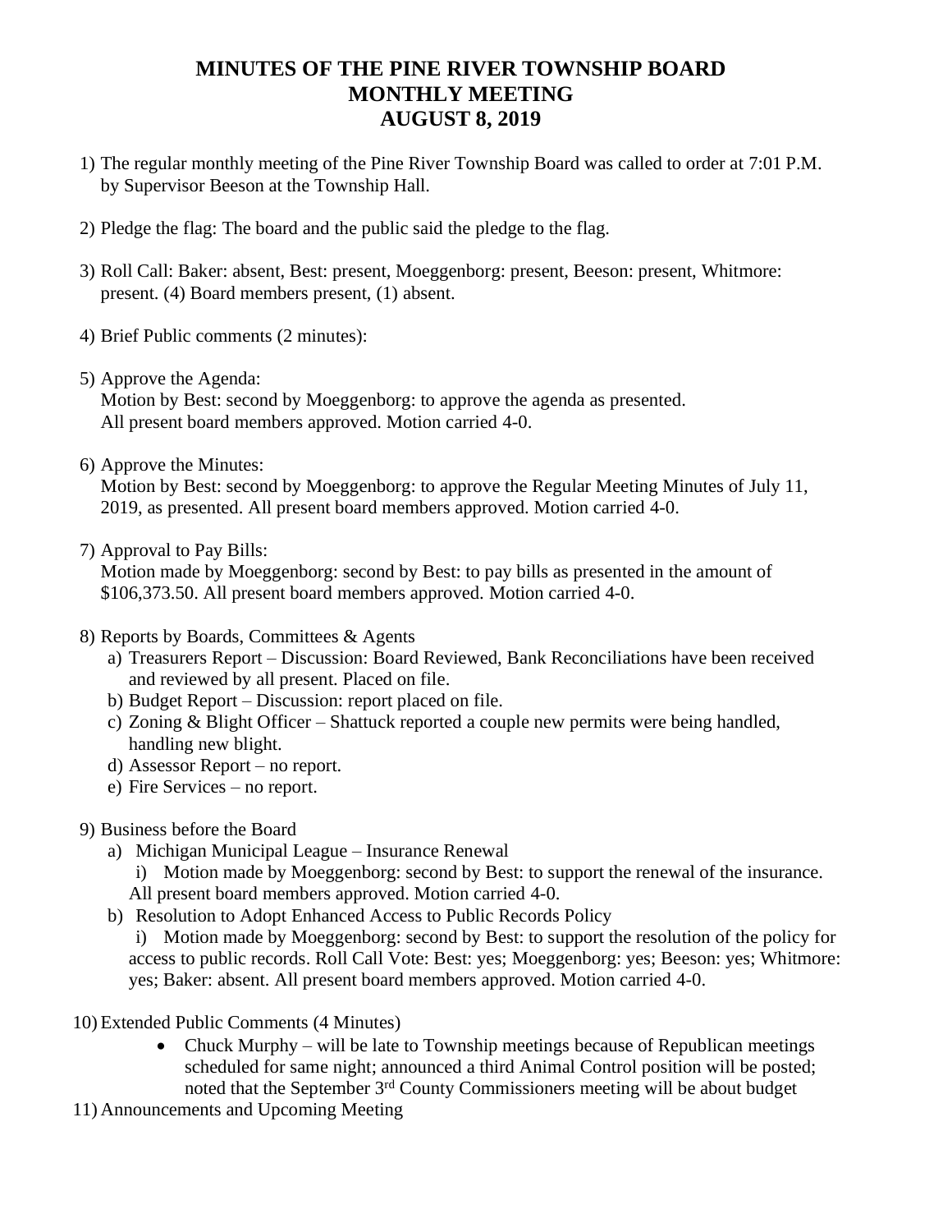# MINUTES OF THE PINE RIVER TOWNSHIP BOARD MONTHLY MEETING AUGUST 8, 2019

1) The regular monthly meeting of the Pine River Township Board was called to order at 7:01 P.M. by Supervisor Beeson at the Township Hall.

2) Pledge the flag: The board and the public said the pledge to the flag.

3) Roll Call: Baker: absent, Best: present, Moeggenborg: present, Beeson: present, Whitmore: present. (4) Board members present, (1) absent.

4) Brief Public comments (2 minutes):

5) Approve the Agenda:
   Motion by Best: second by Moeggenborg: to approve the agenda as presented. All present board members approved. Motion carried 4-0.

6) Approve the Minutes:
   Motion by Best: second by Moeggenborg: to approve the Regular Meeting Minutes of July 11, 2019, as presented. All present board members approved. Motion carried 4-0.

7) Approval to Pay Bills:
   Motion made by Moeggenborg: second by Best: to pay bills as presented in the amount of $106,373.50. All present board members approved. Motion carried 4-0.

8) Reports by Boards, Committees & Agents
   a) Treasurers Report – Discussion: Board Reviewed, Bank Reconciliations have been received and reviewed by all present. Placed on file.
   b) Budget Report – Discussion: report placed on file.
   c) Zoning & Blight Officer – Shattuck reported a couple new permits were being handled, handling new blight.
   d) Assessor Report – no report.
   e) Fire Services – no report.

9) Business before the Board
   a) Michigan Municipal League – Insurance Renewal
      i) Motion made by Moeggenborg: second by Best: to support the renewal of the insurance. All present board members approved. Motion carried 4-0.
   b) Resolution to Adopt Enhanced Access to Public Records Policy
      i) Motion made by Moeggenborg: second by Best: to support the resolution of the policy for access to public records. Roll Call Vote: Best: yes; Moeggenborg: yes; Beeson: yes; Whitmore: yes; Baker: absent. All present board members approved. Motion carried 4-0.

10) Extended Public Comments (4 Minutes)
   - Chuck Murphy – will be late to Township meetings because of Republican meetings scheduled for same night; announced a third Animal Control position will be posted; noted that the September 3rd County Commissioners meeting will be about budget

11) Announcements and Upcoming Meeting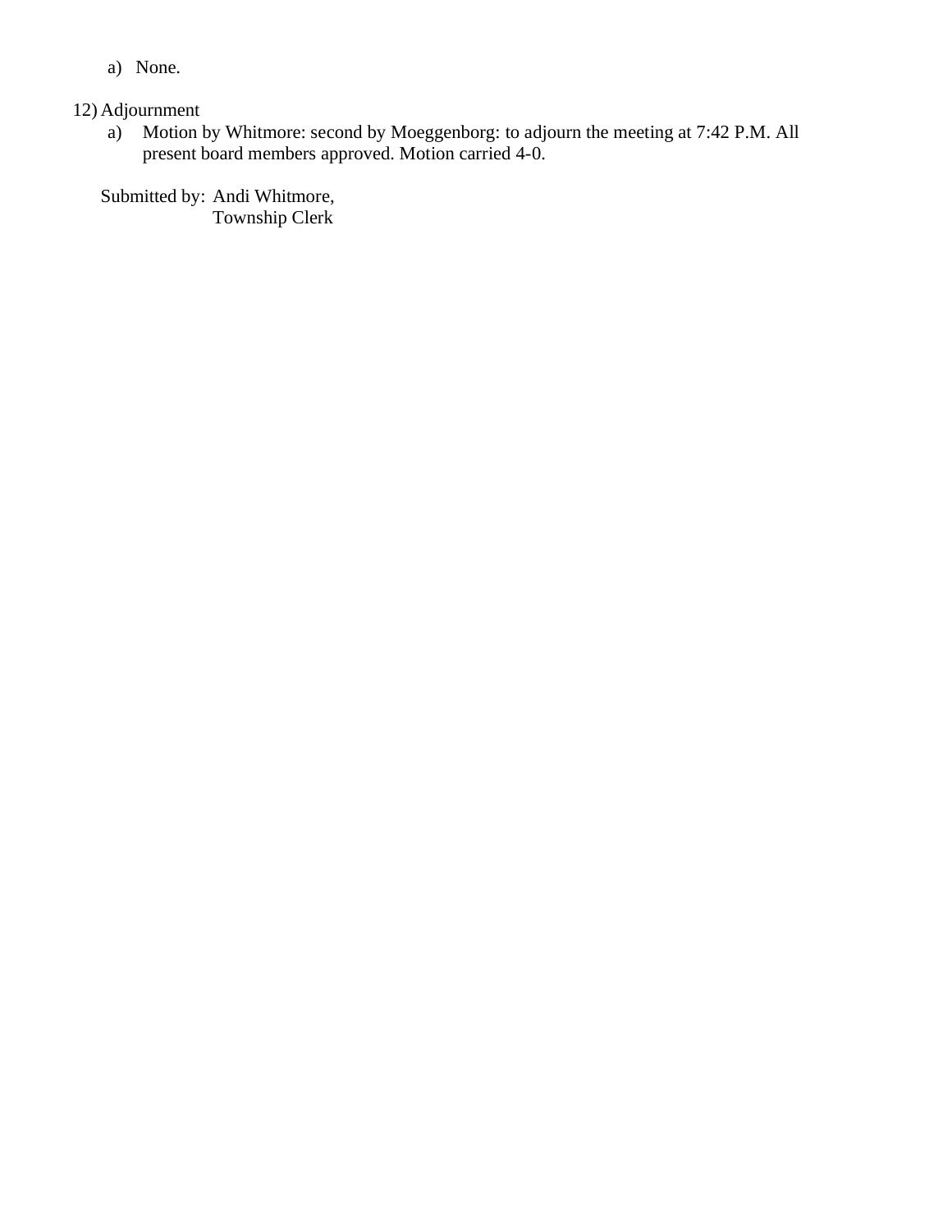a) None.

12) Adjournment

a) Motion by Whitmore: second by Moeggenborg: to adjourn the meeting at 7:42 P.M. All present board members approved. Motion carried 4-0.

Submitted by: Andi Whitmore,
Township Clerk